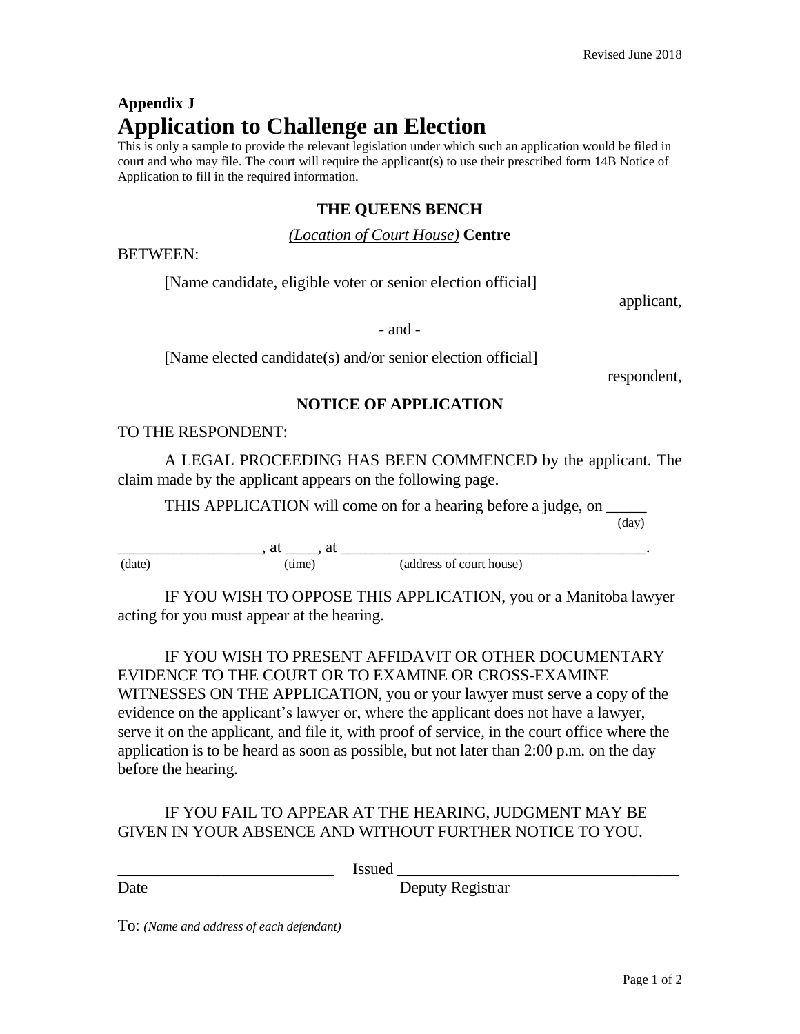**Appendix J**

# Application to Challenge an Election

This is only a sample to provide the relevant legislation under which such an application would be filed in court and who may file. The court will require the applicant(s) to use their prescribed form 14B Notice of Application to fill in the required information.

**THE QUEENS BENCH**

*(Location of Court House)* **Centre**

BETWEEN:

[Name candidate, eligible voter or senior election official]

applicant,

\- and -

[Name elected candidate(s) and/or senior election official]

respondent,

**NOTICE OF APPLICATION**

TO THE RESPONDENT:

A LEGAL PROCEEDING HAS BEEN COMMENCED by the applicant. The claim made by the applicant appears on the following page.

THIS APPLICATION will come on for a hearing before a judge, on _____ (day)

__________________, at ____, at ______________________________________.
(date) (time) (address of court house)

IF YOU WISH TO OPPOSE THIS APPLICATION, you or a Manitoba lawyer acting for you must appear at the hearing.

IF YOU WISH TO PRESENT AFFIDAVIT OR OTHER DOCUMENTARY EVIDENCE TO THE COURT OR TO EXAMINE OR CROSS-EXAMINE WITNESSES ON THE APPLICATION, you or your lawyer must serve a copy of the evidence on the applicant's lawyer or, where the applicant does not have a lawyer, serve it on the applicant, and file it, with proof of service, in the court office where the application is to be heard as soon as possible, but not later than 2:00 p.m. on the day before the hearing.

IF YOU FAIL TO APPEAR AT THE HEARING, JUDGMENT MAY BE GIVEN IN YOUR ABSENCE AND WITHOUT FURTHER NOTICE TO YOU.

__________________________ Issued ___________________________________
Date Deputy Registrar

To: *(Name and address of each defendant)*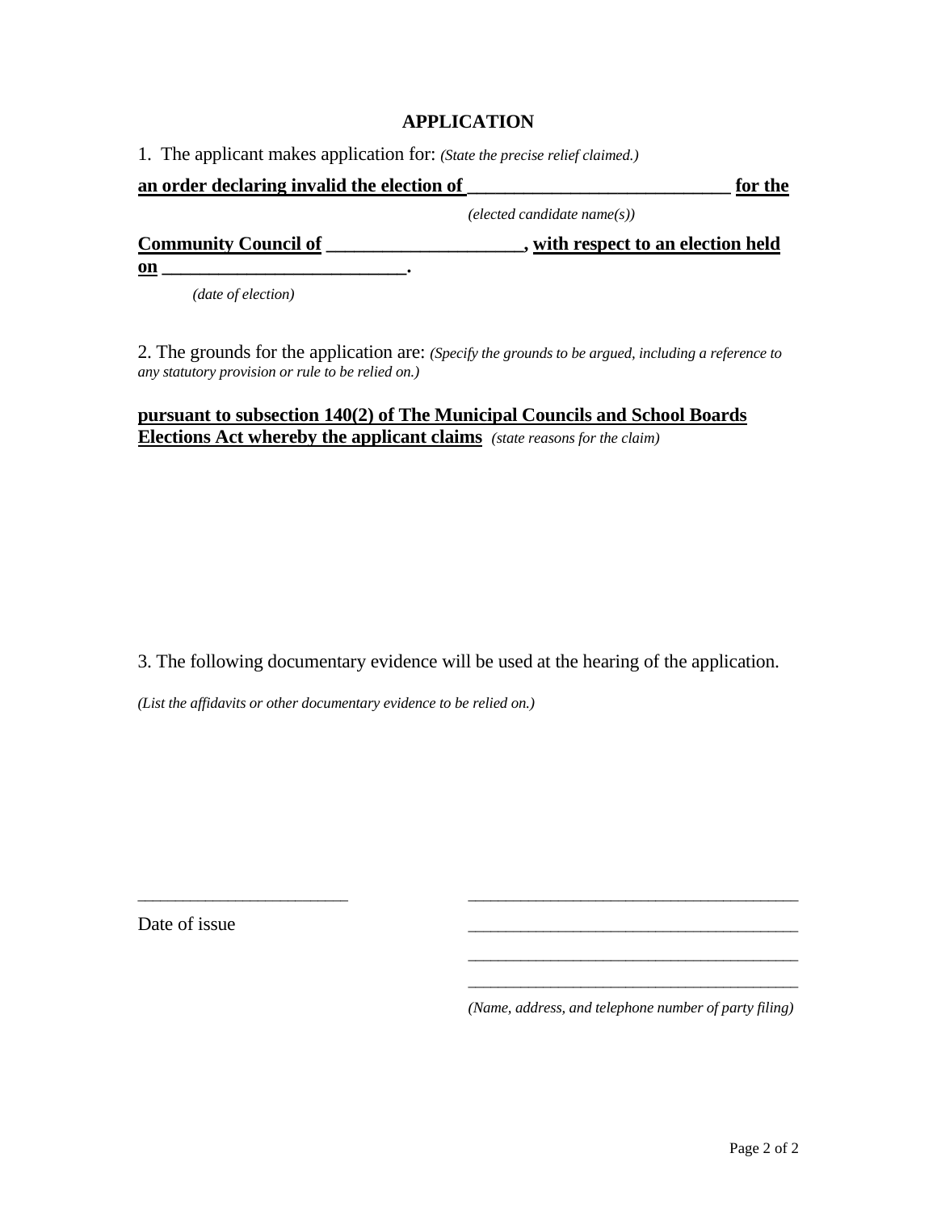# APPLICATION

1. The applicant makes application for: *(State the precise relief claimed.)*

**an order declaring invalid the election of ___________________________ for the**

*(elected candidate name(s))*

**Community Council of ____________________, with respect to an election held on _________________________.**

*(date of election)*

2. The grounds for the application are: *(Specify the grounds to be argued, including a reference to any statutory provision or rule to be relied on.)*

**pursuant to subsection 140(2) of The Municipal Councils and School Boards Elections Act whereby the applicant claims** *(state reasons for the claim)*

3. The following documentary evidence will be used at the hearing of the application.

*(List the affidavits or other documentary evidence to be relied on.)*

______________________

Date of issue

_________________________________

_________________________________

_________________________________

_________________________________

*(Name, address, and telephone number of party filing)*